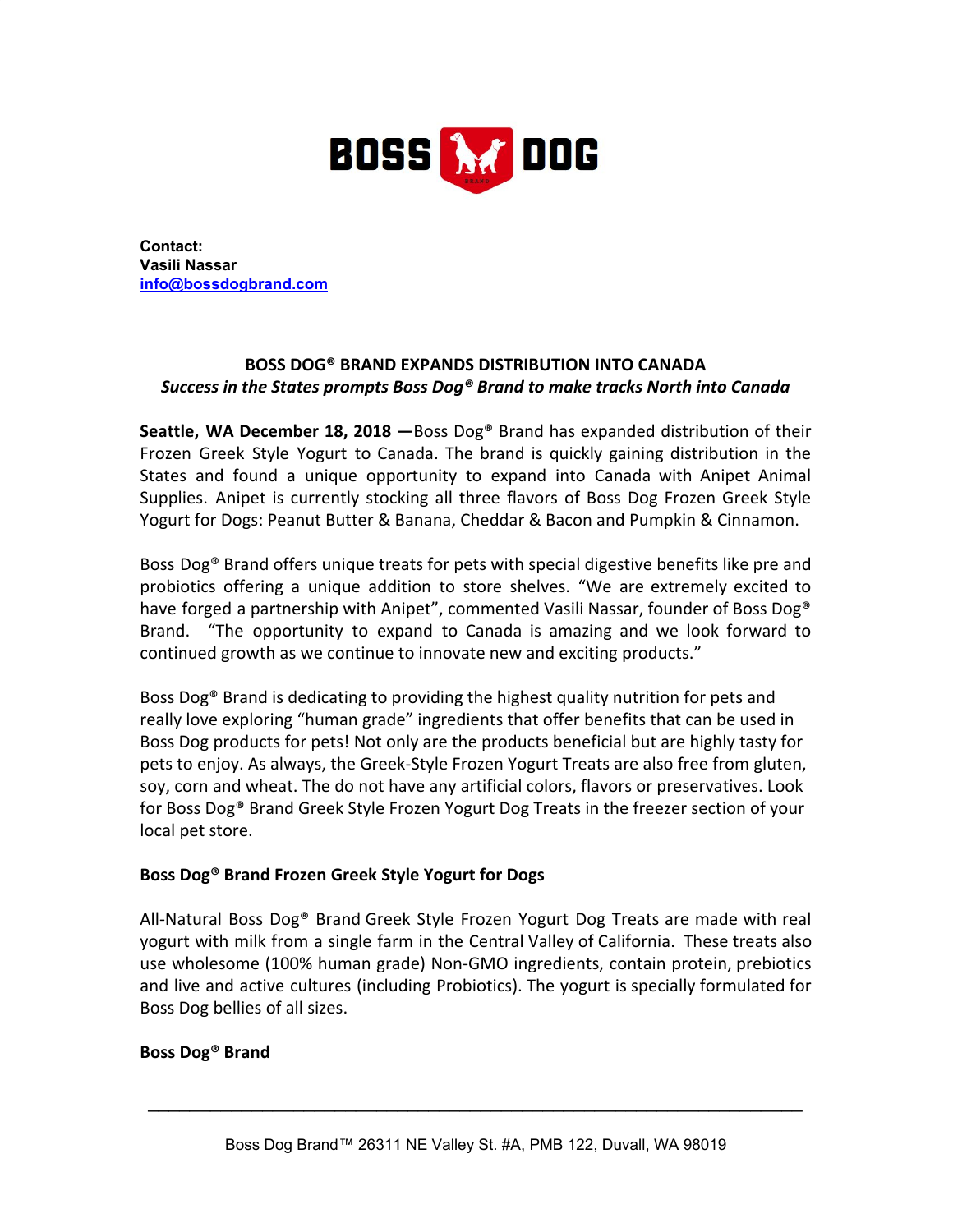**Contact:**
**Vasili Nassar**
**info@bossdogbrand.com**

## BOSS DOG® BRAND EXPANDS DISTRIBUTION INTO CANADA

***Success in the States prompts Boss Dog® Brand to make tracks North into Canada***

**Seattle, WA December 18, 2018 —**Boss Dog® Brand has expanded distribution of their Frozen Greek Style Yogurt to Canada. The brand is quickly gaining distribution in the States and found a unique opportunity to expand into Canada with Anipet Animal Supplies. Anipet is currently stocking all three flavors of Boss Dog Frozen Greek Style Yogurt for Dogs: Peanut Butter & Banana, Cheddar & Bacon and Pumpkin & Cinnamon.

Boss Dog® Brand offers unique treats for pets with special digestive benefits like pre and probiotics offering a unique addition to store shelves. "We are extremely excited to have forged a partnership with Anipet", commented Vasili Nassar, founder of Boss Dog® Brand. "The opportunity to expand to Canada is amazing and we look forward to continued growth as we continue to innovate new and exciting products."

Boss Dog® Brand is dedicating to providing the highest quality nutrition for pets and really love exploring "human grade" ingredients that offer benefits that can be used in Boss Dog products for pets! Not only are the products beneficial but are highly tasty for pets to enjoy. As always, the Greek-Style Frozen Yogurt Treats are also free from gluten, soy, corn and wheat. The do not have any artificial colors, flavors or preservatives. Look for Boss Dog® Brand Greek Style Frozen Yogurt Dog Treats in the freezer section of your local pet store.

**Boss Dog® Brand Frozen Greek Style Yogurt for Dogs**

All-Natural Boss Dog® Brand Greek Style Frozen Yogurt Dog Treats are made with real yogurt with milk from a single farm in the Central Valley of California. These treats also use wholesome (100% human grade) Non-GMO ingredients, contain protein, prebiotics and live and active cultures (including Probiotics). The yogurt is specially formulated for Boss Dog bellies of all sizes.

**Boss Dog® Brand**

Boss Dog Brand™ 26311 NE Valley St. #A, PMB 122, Duvall, WA 98019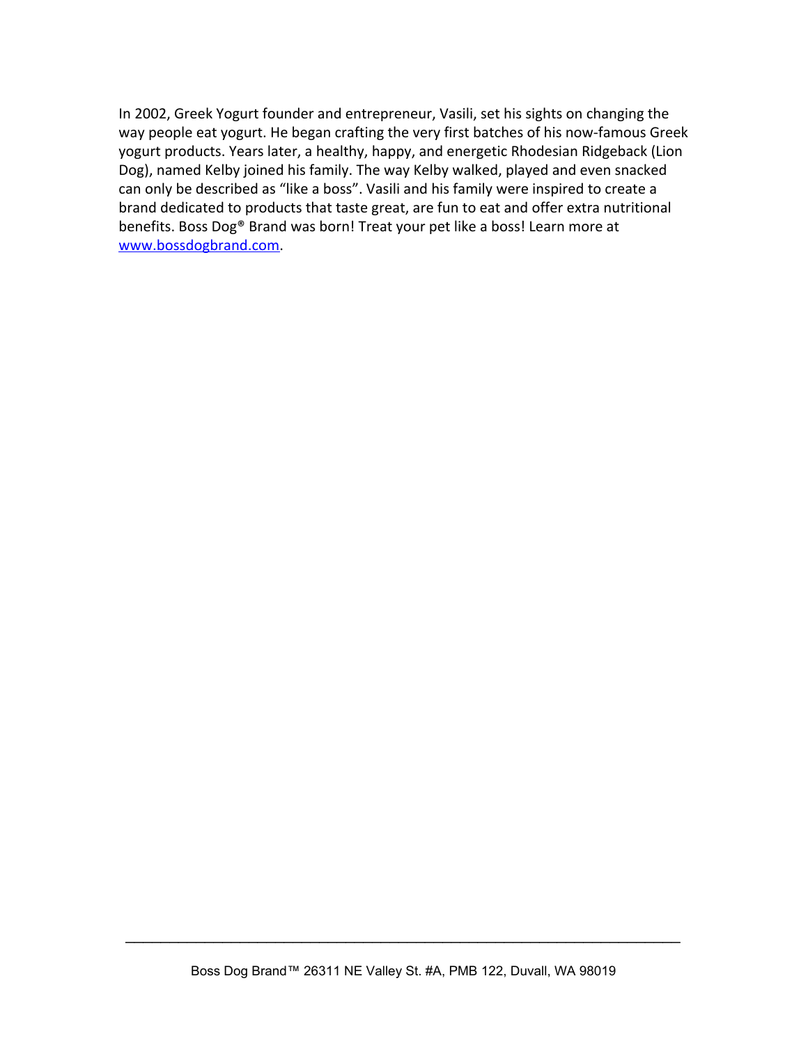In 2002, Greek Yogurt founder and entrepreneur, Vasili, set his sights on changing the way people eat yogurt. He began crafting the very first batches of his now-famous Greek yogurt products. Years later, a healthy, happy, and energetic Rhodesian Ridgeback (Lion Dog), named Kelby joined his family. The way Kelby walked, played and even snacked can only be described as "like a boss". Vasili and his family were inspired to create a brand dedicated to products that taste great, are fun to eat and offer extra nutritional benefits. Boss Dog® Brand was born! Treat your pet like a boss! Learn more at [www.bossdogbrand.com](http://www.bossdogbrand.com).